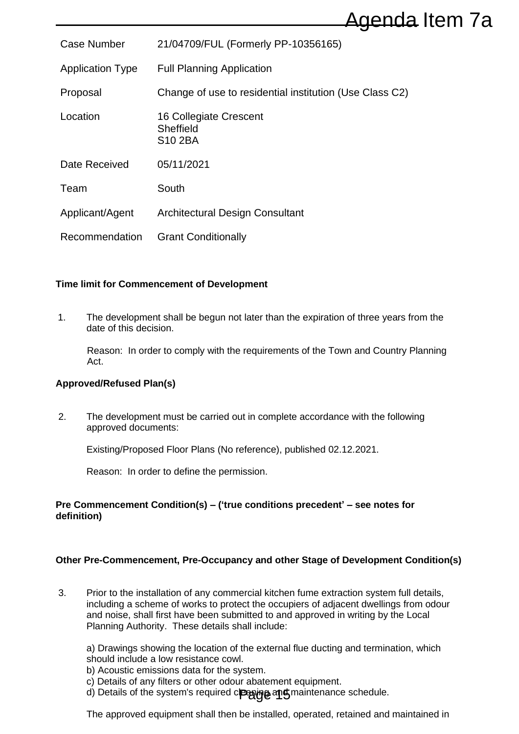# Agenda Item 7a

| Case Number | 21/04709/FUL (Formerly PP-10356165) |
|---|---|
| Application Type | Full Planning Application |
| Proposal | Change of use to residential institution (Use Class C2) |
| Location | 16 Collegiate Crescent<br>Sheffield<br>S10 2BA |
| Date Received | 05/11/2021 |
| Team | South |
| Applicant/Agent | Architectural Design Consultant |
| Recommendation | Grant Conditionally |

**Time limit for Commencement of Development**

1. The development shall be begun not later than the expiration of three years from the date of this decision.

   Reason: In order to comply with the requirements of the Town and Country Planning Act.

**Approved/Refused Plan(s)**

2. The development must be carried out in complete accordance with the following approved documents:

   Existing/Proposed Floor Plans (No reference), published 02.12.2021.

   Reason: In order to define the permission.

**Pre Commencement Condition(s) – ('true conditions precedent' – see notes for definition)**

**Other Pre-Commencement, Pre-Occupancy and other Stage of Development Condition(s)**

3. Prior to the installation of any commercial kitchen fume extraction system full details, including a scheme of works to protect the occupiers of adjacent dwellings from odour and noise, shall first have been submitted to and approved in writing by the Local Planning Authority. These details shall include:

   a) Drawings showing the location of the external flue ducting and termination, which should include a low resistance cowl.
   b) Acoustic emissions data for the system.
   c) Details of any filters or other odour abatement equipment.
   d) Details of the system's required cleaning and maintenance schedule.

   The approved equipment shall then be installed, operated, retained and maintained in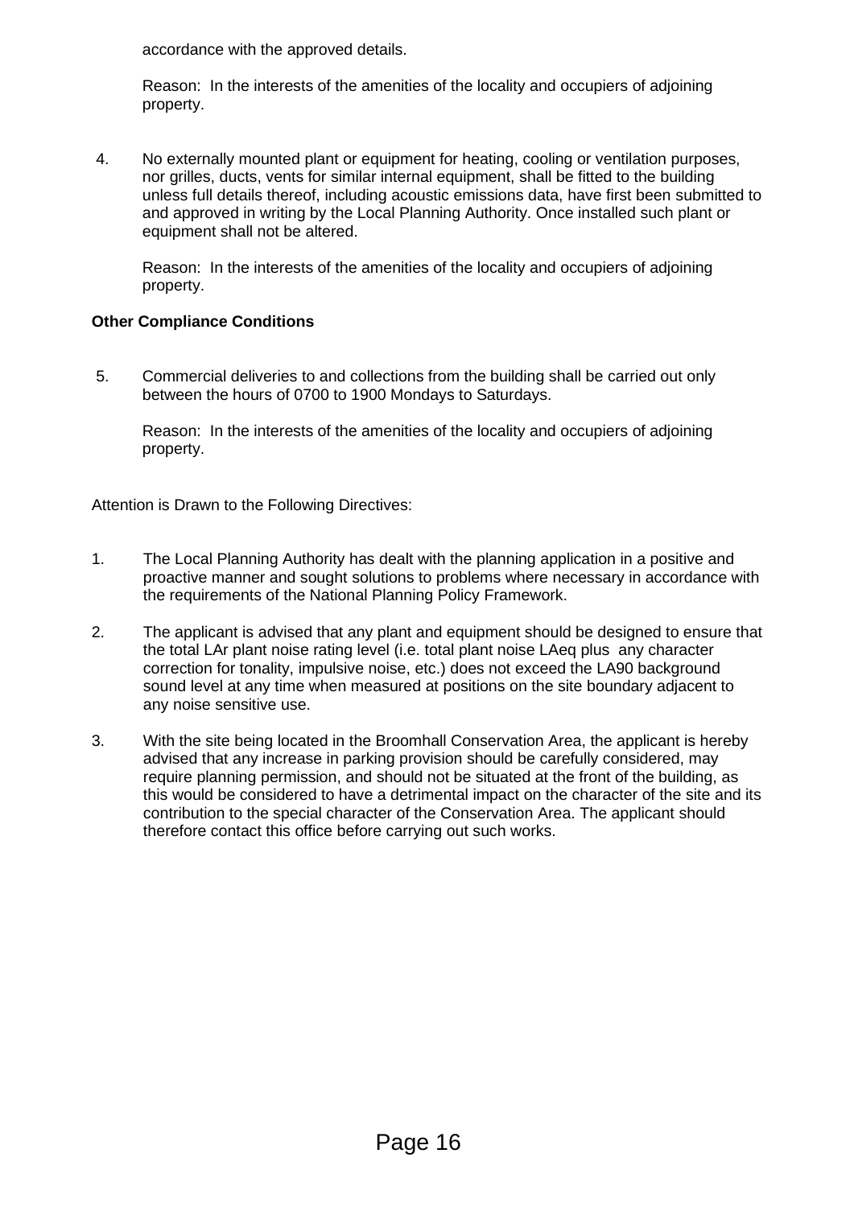accordance with the approved details.

Reason: In the interests of the amenities of the locality and occupiers of adjoining property.

4. No externally mounted plant or equipment for heating, cooling or ventilation purposes, nor grilles, ducts, vents for similar internal equipment, shall be fitted to the building unless full details thereof, including acoustic emissions data, have first been submitted to and approved in writing by the Local Planning Authority. Once installed such plant or equipment shall not be altered.

   Reason: In the interests of the amenities of the locality and occupiers of adjoining property.

**Other Compliance Conditions**

5. Commercial deliveries to and collections from the building shall be carried out only between the hours of 0700 to 1900 Mondays to Saturdays.

   Reason: In the interests of the amenities of the locality and occupiers of adjoining property.

Attention is Drawn to the Following Directives:

1. The Local Planning Authority has dealt with the planning application in a positive and proactive manner and sought solutions to problems where necessary in accordance with the requirements of the National Planning Policy Framework.

2. The applicant is advised that any plant and equipment should be designed to ensure that the total LAr plant noise rating level (i.e. total plant noise LAeq plus any character correction for tonality, impulsive noise, etc.) does not exceed the LA90 background sound level at any time when measured at positions on the site boundary adjacent to any noise sensitive use.

3. With the site being located in the Broomhall Conservation Area, the applicant is hereby advised that any increase in parking provision should be carefully considered, may require planning permission, and should not be situated at the front of the building, as this would be considered to have a detrimental impact on the character of the site and its contribution to the special character of the Conservation Area. The applicant should therefore contact this office before carrying out such works.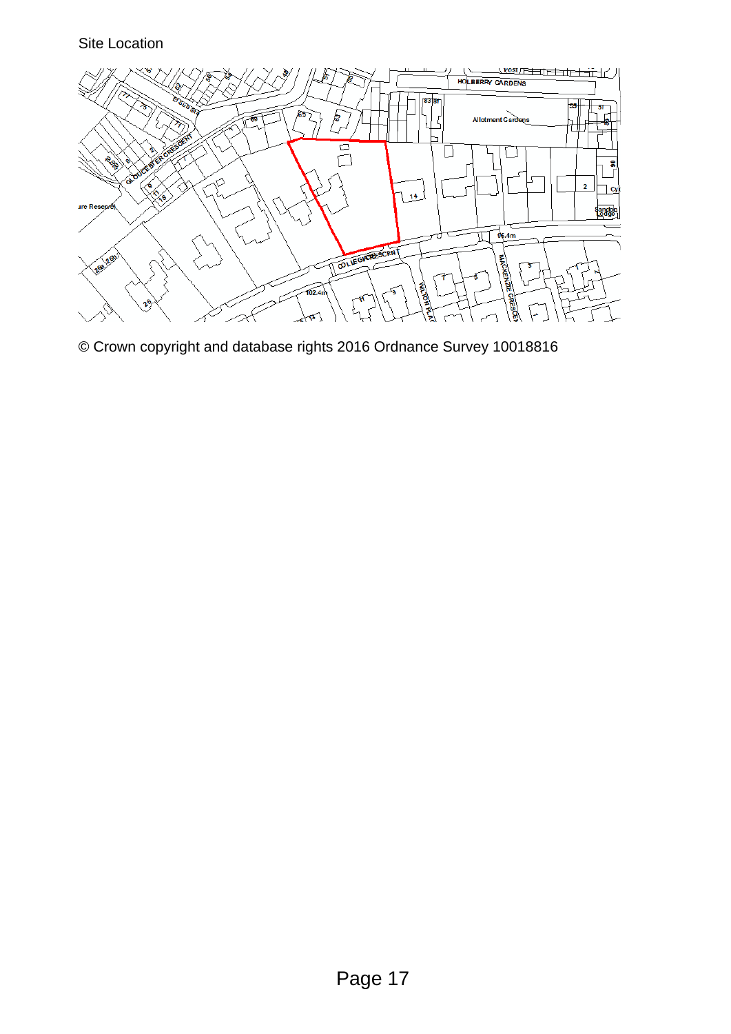Site Location

© Crown copyright and database rights 2016 Ordnance Survey 10018816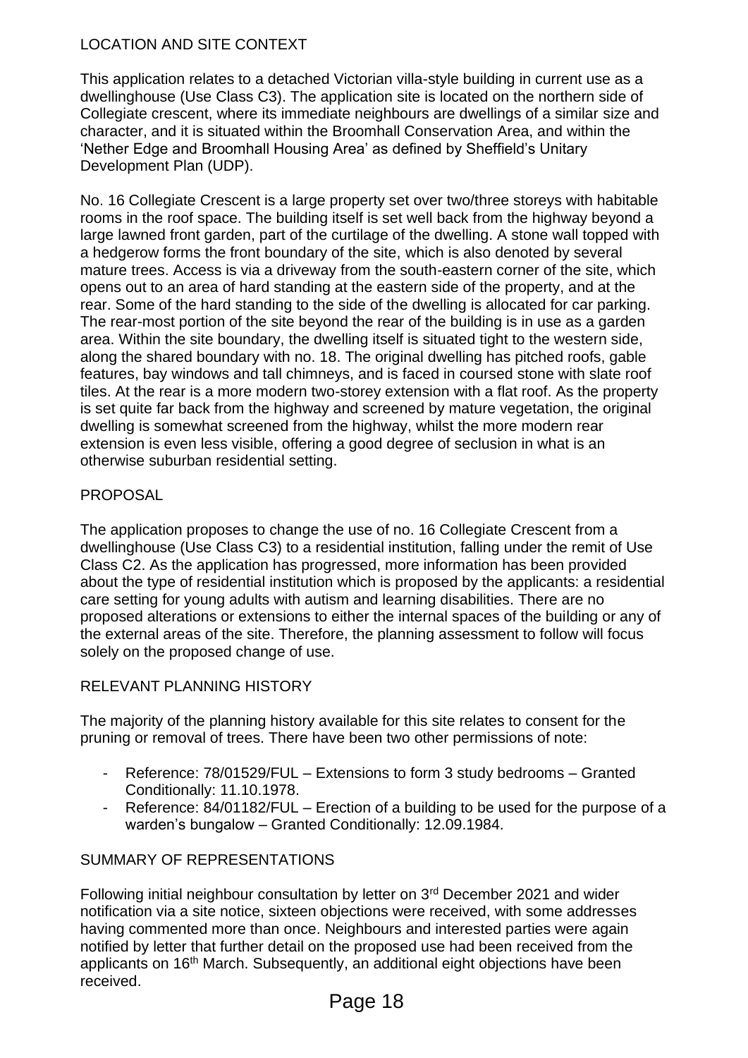## LOCATION AND SITE CONTEXT

This application relates to a detached Victorian villa-style building in current use as a dwellinghouse (Use Class C3). The application site is located on the northern side of Collegiate crescent, where its immediate neighbours are dwellings of a similar size and character, and it is situated within the Broomhall Conservation Area, and within the 'Nether Edge and Broomhall Housing Area' as defined by Sheffield's Unitary Development Plan (UDP).

No. 16 Collegiate Crescent is a large property set over two/three storeys with habitable rooms in the roof space. The building itself is set well back from the highway beyond a large lawned front garden, part of the curtilage of the dwelling. A stone wall topped with a hedgerow forms the front boundary of the site, which is also denoted by several mature trees. Access is via a driveway from the south-eastern corner of the site, which opens out to an area of hard standing at the eastern side of the property, and at the rear. Some of the hard standing to the side of the dwelling is allocated for car parking. The rear-most portion of the site beyond the rear of the building is in use as a garden area. Within the site boundary, the dwelling itself is situated tight to the western side, along the shared boundary with no. 18. The original dwelling has pitched roofs, gable features, bay windows and tall chimneys, and is faced in coursed stone with slate roof tiles. At the rear is a more modern two-storey extension with a flat roof. As the property is set quite far back from the highway and screened by mature vegetation, the original dwelling is somewhat screened from the highway, whilst the more modern rear extension is even less visible, offering a good degree of seclusion in what is an otherwise suburban residential setting.

## PROPOSAL

The application proposes to change the use of no. 16 Collegiate Crescent from a dwellinghouse (Use Class C3) to a residential institution, falling under the remit of Use Class C2. As the application has progressed, more information has been provided about the type of residential institution which is proposed by the applicants: a residential care setting for young adults with autism and learning disabilities. There are no proposed alterations or extensions to either the internal spaces of the building or any of the external areas of the site. Therefore, the planning assessment to follow will focus solely on the proposed change of use.

## RELEVANT PLANNING HISTORY

The majority of the planning history available for this site relates to consent for the pruning or removal of trees. There have been two other permissions of note:

- Reference: 78/01529/FUL – Extensions to form 3 study bedrooms – Granted Conditionally: 11.10.1978.
- Reference: 84/01182/FUL – Erection of a building to be used for the purpose of a warden's bungalow – Granted Conditionally: 12.09.1984.

## SUMMARY OF REPRESENTATIONS

Following initial neighbour consultation by letter on 3rd December 2021 and wider notification via a site notice, sixteen objections were received, with some addresses having commented more than once. Neighbours and interested parties were again notified by letter that further detail on the proposed use had been received from the applicants on 16th March. Subsequently, an additional eight objections have been received.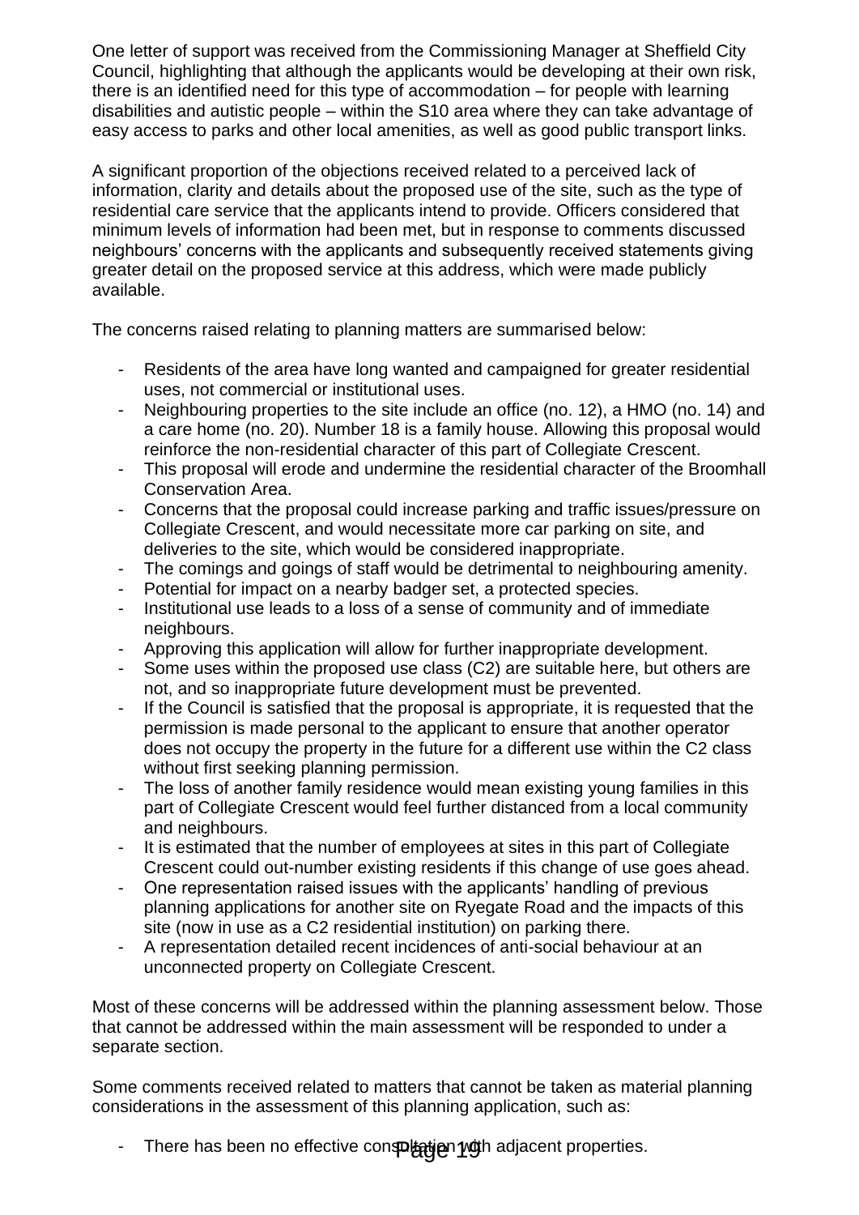One letter of support was received from the Commissioning Manager at Sheffield City Council, highlighting that although the applicants would be developing at their own risk, there is an identified need for this type of accommodation – for people with learning disabilities and autistic people – within the S10 area where they can take advantage of easy access to parks and other local amenities, as well as good public transport links.

A significant proportion of the objections received related to a perceived lack of information, clarity and details about the proposed use of the site, such as the type of residential care service that the applicants intend to provide. Officers considered that minimum levels of information had been met, but in response to comments discussed neighbours' concerns with the applicants and subsequently received statements giving greater detail on the proposed service at this address, which were made publicly available.

The concerns raised relating to planning matters are summarised below:

- Residents of the area have long wanted and campaigned for greater residential uses, not commercial or institutional uses.
- Neighbouring properties to the site include an office (no. 12), a HMO (no. 14) and a care home (no. 20). Number 18 is a family house. Allowing this proposal would reinforce the non-residential character of this part of Collegiate Crescent.
- This proposal will erode and undermine the residential character of the Broomhall Conservation Area.
- Concerns that the proposal could increase parking and traffic issues/pressure on Collegiate Crescent, and would necessitate more car parking on site, and deliveries to the site, which would be considered inappropriate.
- The comings and goings of staff would be detrimental to neighbouring amenity.
- Potential for impact on a nearby badger set, a protected species.
- Institutional use leads to a loss of a sense of community and of immediate neighbours.
- Approving this application will allow for further inappropriate development.
- Some uses within the proposed use class (C2) are suitable here, but others are not, and so inappropriate future development must be prevented.
- If the Council is satisfied that the proposal is appropriate, it is requested that the permission is made personal to the applicant to ensure that another operator does not occupy the property in the future for a different use within the C2 class without first seeking planning permission.
- The loss of another family residence would mean existing young families in this part of Collegiate Crescent would feel further distanced from a local community and neighbours.
- It is estimated that the number of employees at sites in this part of Collegiate Crescent could out-number existing residents if this change of use goes ahead.
- One representation raised issues with the applicants' handling of previous planning applications for another site on Ryegate Road and the impacts of this site (now in use as a C2 residential institution) on parking there.
- A representation detailed recent incidences of anti-social behaviour at an unconnected property on Collegiate Crescent.

Most of these concerns will be addressed within the planning assessment below. Those that cannot be addressed within the main assessment will be responded to under a separate section.

Some comments received related to matters that cannot be taken as material planning considerations in the assessment of this planning application, such as:

- There has been no effective consultation with adjacent properties.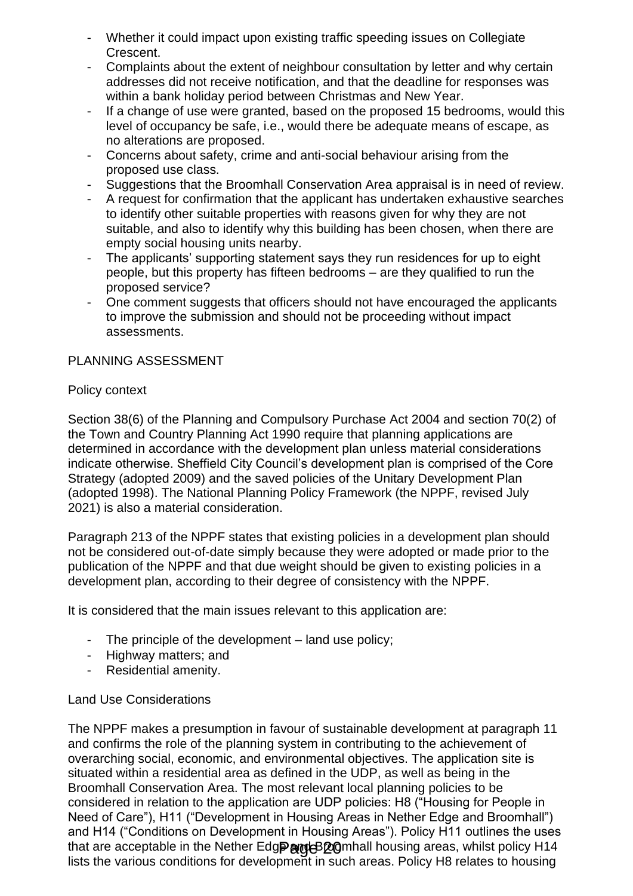- Whether it could impact upon existing traffic speeding issues on Collegiate Crescent.
- Complaints about the extent of neighbour consultation by letter and why certain addresses did not receive notification, and that the deadline for responses was within a bank holiday period between Christmas and New Year.
- If a change of use were granted, based on the proposed 15 bedrooms, would this level of occupancy be safe, i.e., would there be adequate means of escape, as no alterations are proposed.
- Concerns about safety, crime and anti-social behaviour arising from the proposed use class.
- Suggestions that the Broomhall Conservation Area appraisal is in need of review.
- A request for confirmation that the applicant has undertaken exhaustive searches to identify other suitable properties with reasons given for why they are not suitable, and also to identify why this building has been chosen, when there are empty social housing units nearby.
- The applicants' supporting statement says they run residences for up to eight people, but this property has fifteen bedrooms – are they qualified to run the proposed service?
- One comment suggests that officers should not have encouraged the applicants to improve the submission and should not be proceeding without impact assessments.

PLANNING ASSESSMENT

Policy context

Section 38(6) of the Planning and Compulsory Purchase Act 2004 and section 70(2) of the Town and Country Planning Act 1990 require that planning applications are determined in accordance with the development plan unless material considerations indicate otherwise. Sheffield City Council's development plan is comprised of the Core Strategy (adopted 2009) and the saved policies of the Unitary Development Plan (adopted 1998). The National Planning Policy Framework (the NPPF, revised July 2021) is also a material consideration.

Paragraph 213 of the NPPF states that existing policies in a development plan should not be considered out-of-date simply because they were adopted or made prior to the publication of the NPPF and that due weight should be given to existing policies in a development plan, according to their degree of consistency with the NPPF.

It is considered that the main issues relevant to this application are:

- The principle of the development – land use policy;
- Highway matters; and
- Residential amenity.

Land Use Considerations

The NPPF makes a presumption in favour of sustainable development at paragraph 11 and confirms the role of the planning system in contributing to the achievement of overarching social, economic, and environmental objectives. The application site is situated within a residential area as defined in the UDP, as well as being in the Broomhall Conservation Area. The most relevant local planning policies to be considered in relation to the application are UDP policies: H8 ("Housing for People in Need of Care"), H11 ("Development in Housing Areas in Nether Edge and Broomhall") and H14 ("Conditions on Development in Housing Areas"). Policy H11 outlines the uses that are acceptable in the Nether Edge and Broomhall housing areas, whilst policy H14 lists the various conditions for development in such areas. Policy H8 relates to housing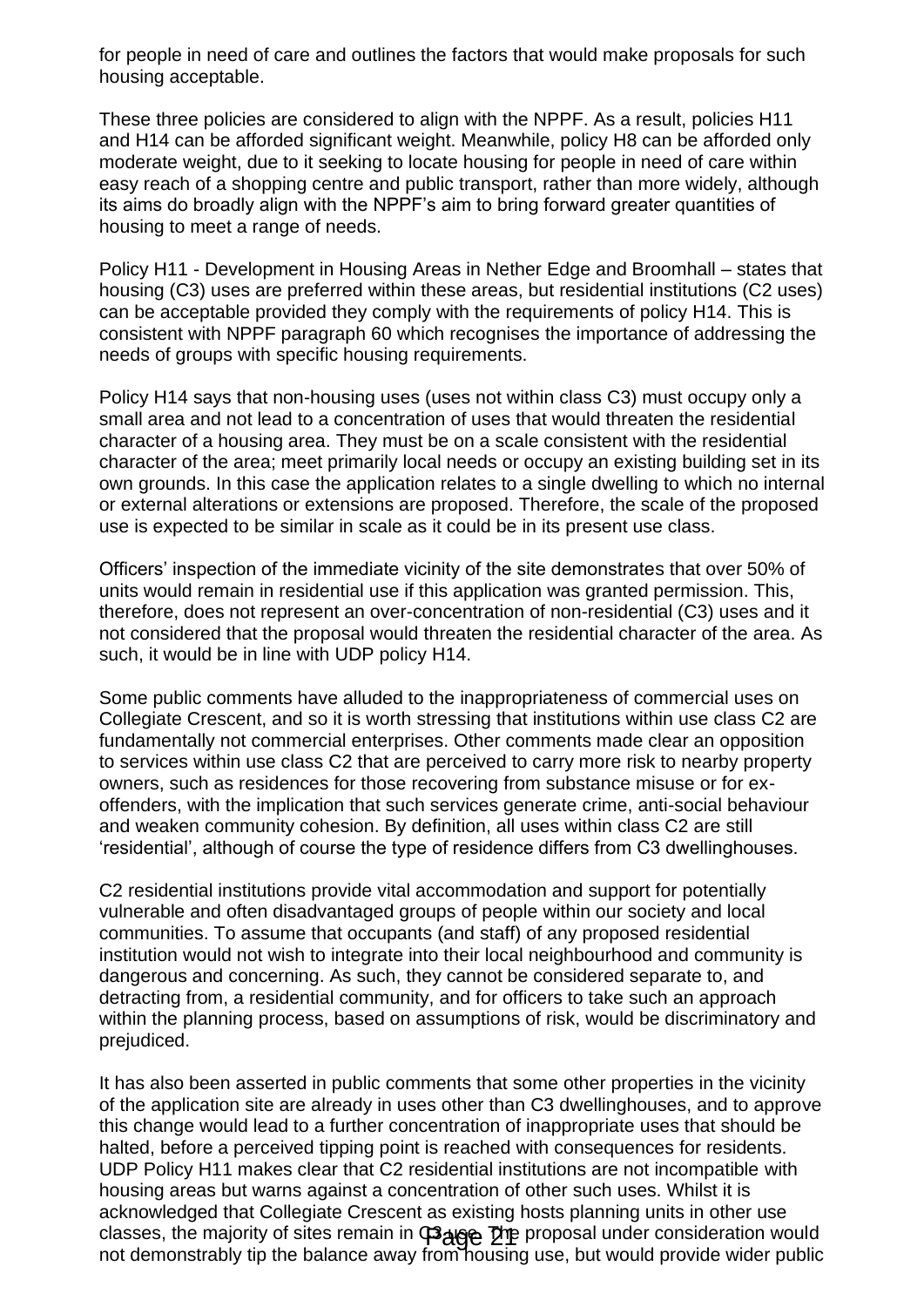for people in need of care and outlines the factors that would make proposals for such housing acceptable.

These three policies are considered to align with the NPPF. As a result, policies H11 and H14 can be afforded significant weight. Meanwhile, policy H8 can be afforded only moderate weight, due to it seeking to locate housing for people in need of care within easy reach of a shopping centre and public transport, rather than more widely, although its aims do broadly align with the NPPF's aim to bring forward greater quantities of housing to meet a range of needs.

Policy H11 - Development in Housing Areas in Nether Edge and Broomhall – states that housing (C3) uses are preferred within these areas, but residential institutions (C2 uses) can be acceptable provided they comply with the requirements of policy H14. This is consistent with NPPF paragraph 60 which recognises the importance of addressing the needs of groups with specific housing requirements.

Policy H14 says that non-housing uses (uses not within class C3) must occupy only a small area and not lead to a concentration of uses that would threaten the residential character of a housing area. They must be on a scale consistent with the residential character of the area; meet primarily local needs or occupy an existing building set in its own grounds. In this case the application relates to a single dwelling to which no internal or external alterations or extensions are proposed. Therefore, the scale of the proposed use is expected to be similar in scale as it could be in its present use class.

Officers' inspection of the immediate vicinity of the site demonstrates that over 50% of units would remain in residential use if this application was granted permission. This, therefore, does not represent an over-concentration of non-residential (C3) uses and it not considered that the proposal would threaten the residential character of the area. As such, it would be in line with UDP policy H14.

Some public comments have alluded to the inappropriateness of commercial uses on Collegiate Crescent, and so it is worth stressing that institutions within use class C2 are fundamentally not commercial enterprises. Other comments made clear an opposition to services within use class C2 that are perceived to carry more risk to nearby property owners, such as residences for those recovering from substance misuse or for ex-offenders, with the implication that such services generate crime, anti-social behaviour and weaken community cohesion. By definition, all uses within class C2 are still 'residential', although of course the type of residence differs from C3 dwellinghouses.

C2 residential institutions provide vital accommodation and support for potentially vulnerable and often disadvantaged groups of people within our society and local communities. To assume that occupants (and staff) of any proposed residential institution would not wish to integrate into their local neighbourhood and community is dangerous and concerning. As such, they cannot be considered separate to, and detracting from, a residential community, and for officers to take such an approach within the planning process, based on assumptions of risk, would be discriminatory and prejudiced.

It has also been asserted in public comments that some other properties in the vicinity of the application site are already in uses other than C3 dwellinghouses, and to approve this change would lead to a further concentration of inappropriate uses that should be halted, before a perceived tipping point is reached with consequences for residents. UDP Policy H11 makes clear that C2 residential institutions are not incompatible with housing areas but warns against a concentration of other such uses. Whilst it is acknowledged that Collegiate Crescent as existing hosts planning units in other use classes, the majority of sites remain in C3 use. The proposal under consideration would not demonstrably tip the balance away from housing use, but would provide wider public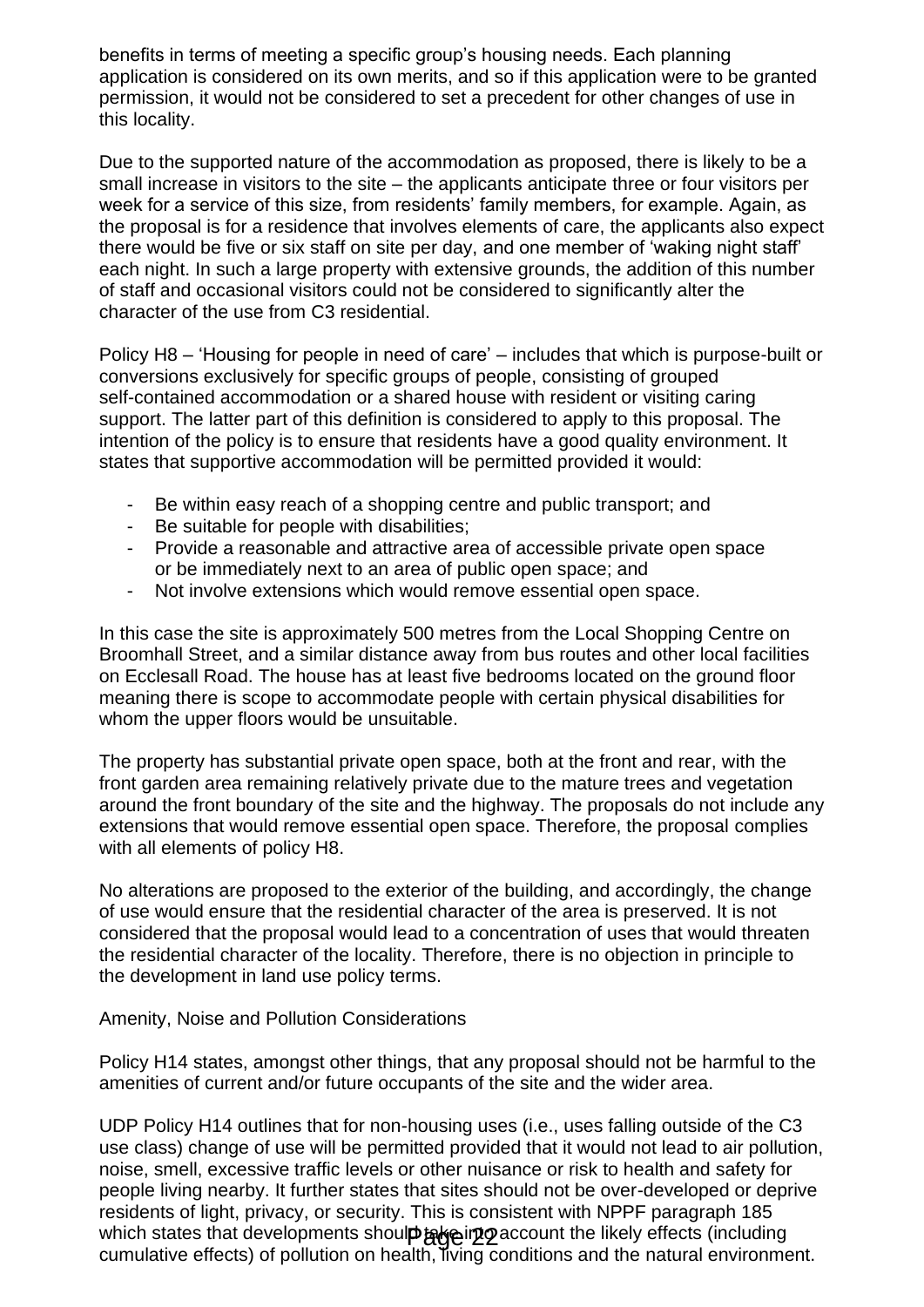benefits in terms of meeting a specific group's housing needs. Each planning application is considered on its own merits, and so if this application were to be granted permission, it would not be considered to set a precedent for other changes of use in this locality.

Due to the supported nature of the accommodation as proposed, there is likely to be a small increase in visitors to the site – the applicants anticipate three or four visitors per week for a service of this size, from residents' family members, for example. Again, as the proposal is for a residence that involves elements of care, the applicants also expect there would be five or six staff on site per day, and one member of 'waking night staff' each night. In such a large property with extensive grounds, the addition of this number of staff and occasional visitors could not be considered to significantly alter the character of the use from C3 residential.

Policy H8 – 'Housing for people in need of care' – includes that which is purpose-built or conversions exclusively for specific groups of people, consisting of grouped self-contained accommodation or a shared house with resident or visiting caring support. The latter part of this definition is considered to apply to this proposal. The intention of the policy is to ensure that residents have a good quality environment. It states that supportive accommodation will be permitted provided it would:

- Be within easy reach of a shopping centre and public transport; and
- Be suitable for people with disabilities;
- Provide a reasonable and attractive area of accessible private open space or be immediately next to an area of public open space; and
- Not involve extensions which would remove essential open space.

In this case the site is approximately 500 metres from the Local Shopping Centre on Broomhall Street, and a similar distance away from bus routes and other local facilities on Ecclesall Road. The house has at least five bedrooms located on the ground floor meaning there is scope to accommodate people with certain physical disabilities for whom the upper floors would be unsuitable.

The property has substantial private open space, both at the front and rear, with the front garden area remaining relatively private due to the mature trees and vegetation around the front boundary of the site and the highway. The proposals do not include any extensions that would remove essential open space. Therefore, the proposal complies with all elements of policy H8.

No alterations are proposed to the exterior of the building, and accordingly, the change of use would ensure that the residential character of the area is preserved. It is not considered that the proposal would lead to a concentration of uses that would threaten the residential character of the locality. Therefore, there is no objection in principle to the development in land use policy terms.

Amenity, Noise and Pollution Considerations

Policy H14 states, amongst other things, that any proposal should not be harmful to the amenities of current and/or future occupants of the site and the wider area.

UDP Policy H14 outlines that for non-housing uses (i.e., uses falling outside of the C3 use class) change of use will be permitted provided that it would not lead to air pollution, noise, smell, excessive traffic levels or other nuisance or risk to health and safety for people living nearby. It further states that sites should not be over-developed or deprive residents of light, privacy, or security. This is consistent with NPPF paragraph 185 which states that developments should take into account the likely effects (including cumulative effects) of pollution on health, living conditions and the natural environment.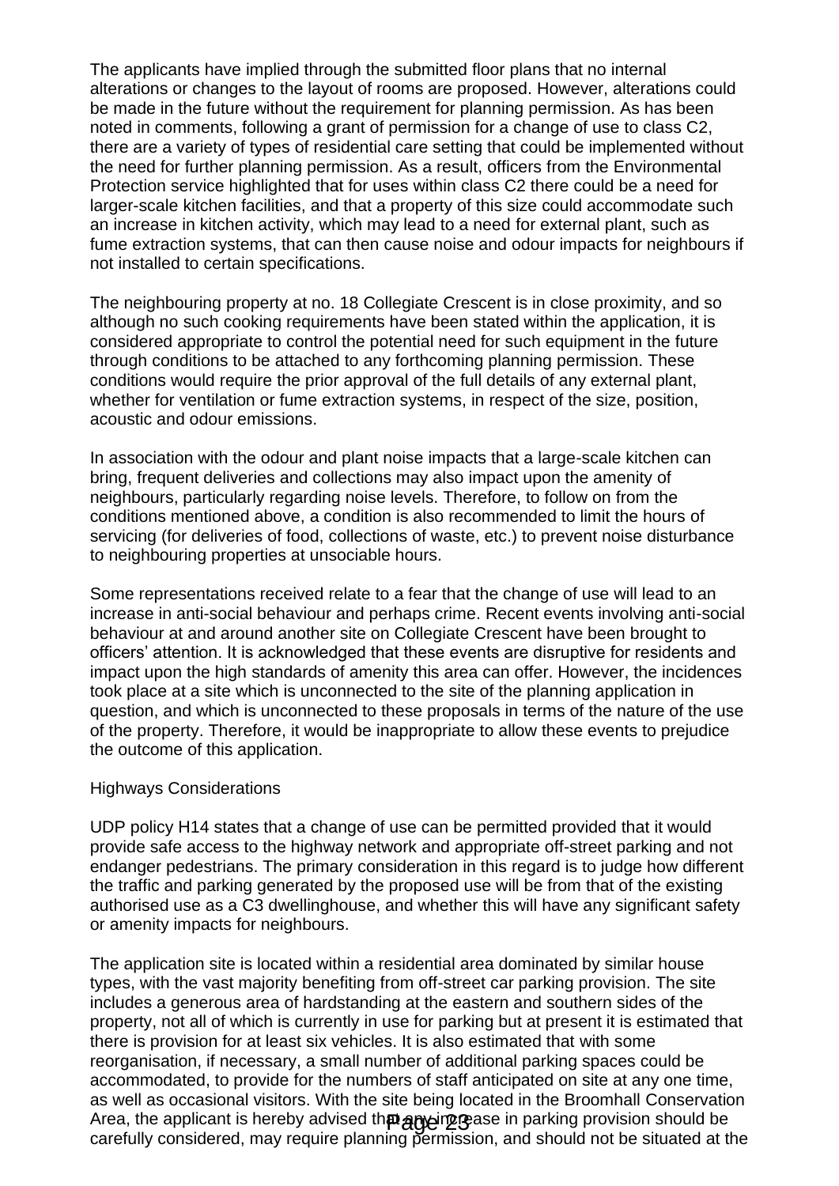The applicants have implied through the submitted floor plans that no internal alterations or changes to the layout of rooms are proposed. However, alterations could be made in the future without the requirement for planning permission. As has been noted in comments, following a grant of permission for a change of use to class C2, there are a variety of types of residential care setting that could be implemented without the need for further planning permission. As a result, officers from the Environmental Protection service highlighted that for uses within class C2 there could be a need for larger-scale kitchen facilities, and that a property of this size could accommodate such an increase in kitchen activity, which may lead to a need for external plant, such as fume extraction systems, that can then cause noise and odour impacts for neighbours if not installed to certain specifications.

The neighbouring property at no. 18 Collegiate Crescent is in close proximity, and so although no such cooking requirements have been stated within the application, it is considered appropriate to control the potential need for such equipment in the future through conditions to be attached to any forthcoming planning permission. These conditions would require the prior approval of the full details of any external plant, whether for ventilation or fume extraction systems, in respect of the size, position, acoustic and odour emissions.

In association with the odour and plant noise impacts that a large-scale kitchen can bring, frequent deliveries and collections may also impact upon the amenity of neighbours, particularly regarding noise levels. Therefore, to follow on from the conditions mentioned above, a condition is also recommended to limit the hours of servicing (for deliveries of food, collections of waste, etc.) to prevent noise disturbance to neighbouring properties at unsociable hours.

Some representations received relate to a fear that the change of use will lead to an increase in anti-social behaviour and perhaps crime. Recent events involving anti-social behaviour at and around another site on Collegiate Crescent have been brought to officers' attention. It is acknowledged that these events are disruptive for residents and impact upon the high standards of amenity this area can offer. However, the incidences took place at a site which is unconnected to the site of the planning application in question, and which is unconnected to these proposals in terms of the nature of the use of the property. Therefore, it would be inappropriate to allow these events to prejudice the outcome of this application.

Highways Considerations

UDP policy H14 states that a change of use can be permitted provided that it would provide safe access to the highway network and appropriate off-street parking and not endanger pedestrians. The primary consideration in this regard is to judge how different the traffic and parking generated by the proposed use will be from that of the existing authorised use as a C3 dwellinghouse, and whether this will have any significant safety or amenity impacts for neighbours.

The application site is located within a residential area dominated by similar house types, with the vast majority benefiting from off-street car parking provision. The site includes a generous area of hardstanding at the eastern and southern sides of the property, not all of which is currently in use for parking but at present it is estimated that there is provision for at least six vehicles. It is also estimated that with some reorganisation, if necessary, a small number of additional parking spaces could be accommodated, to provide for the numbers of staff anticipated on site at any one time, as well as occasional visitors. With the site being located in the Broomhall Conservation Area, the applicant is hereby advised that any increase in parking provision should be carefully considered, may require planning permission, and should not be situated at the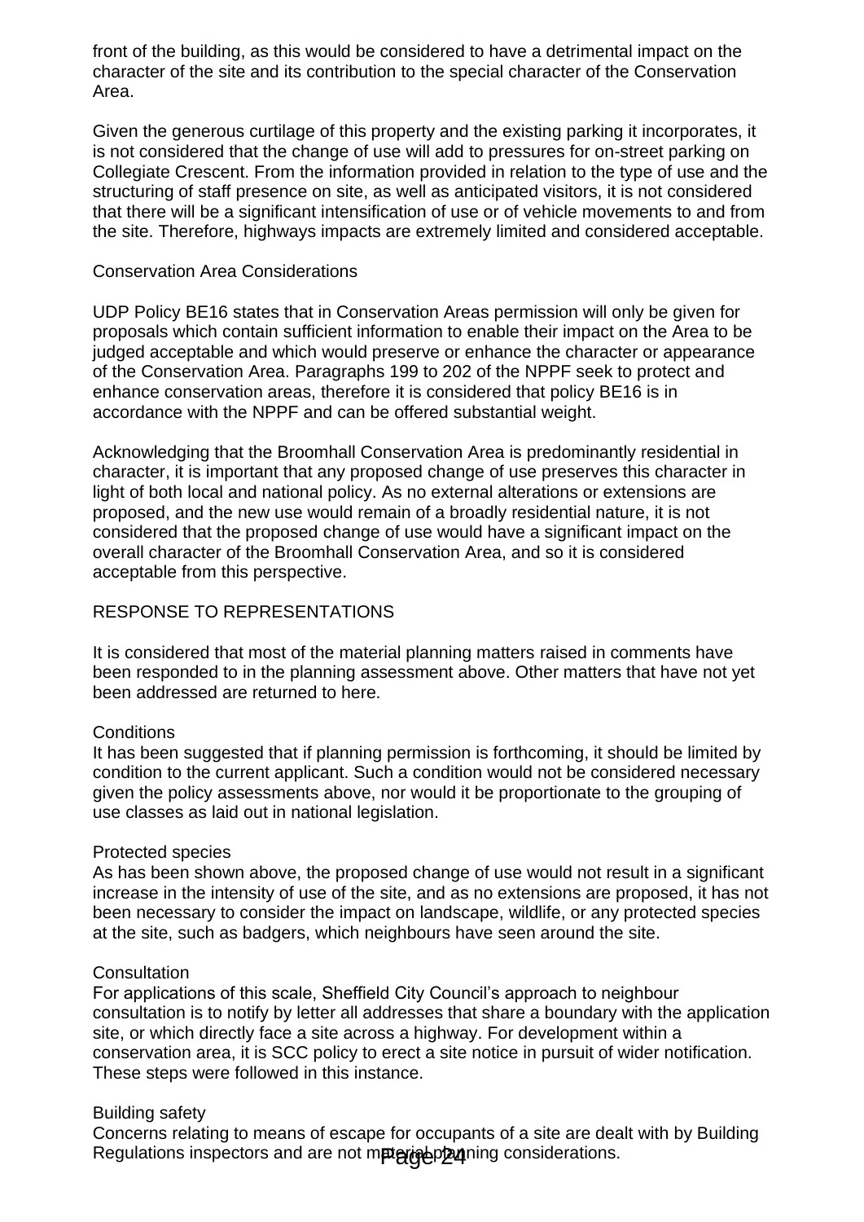front of the building, as this would be considered to have a detrimental impact on the character of the site and its contribution to the special character of the Conservation Area.

Given the generous curtilage of this property and the existing parking it incorporates, it is not considered that the change of use will add to pressures for on-street parking on Collegiate Crescent. From the information provided in relation to the type of use and the structuring of staff presence on site, as well as anticipated visitors, it is not considered that there will be a significant intensification of use or of vehicle movements to and from the site. Therefore, highways impacts are extremely limited and considered acceptable.

Conservation Area Considerations

UDP Policy BE16 states that in Conservation Areas permission will only be given for proposals which contain sufficient information to enable their impact on the Area to be judged acceptable and which would preserve or enhance the character or appearance of the Conservation Area. Paragraphs 199 to 202 of the NPPF seek to protect and enhance conservation areas, therefore it is considered that policy BE16 is in accordance with the NPPF and can be offered substantial weight.

Acknowledging that the Broomhall Conservation Area is predominantly residential in character, it is important that any proposed change of use preserves this character in light of both local and national policy. As no external alterations or extensions are proposed, and the new use would remain of a broadly residential nature, it is not considered that the proposed change of use would have a significant impact on the overall character of the Broomhall Conservation Area, and so it is considered acceptable from this perspective.

RESPONSE TO REPRESENTATIONS

It is considered that most of the material planning matters raised in comments have been responded to in the planning assessment above. Other matters that have not yet been addressed are returned to here.

Conditions
It has been suggested that if planning permission is forthcoming, it should be limited by condition to the current applicant. Such a condition would not be considered necessary given the policy assessments above, nor would it be proportionate to the grouping of use classes as laid out in national legislation.

Protected species
As has been shown above, the proposed change of use would not result in a significant increase in the intensity of use of the site, and as no extensions are proposed, it has not been necessary to consider the impact on landscape, wildlife, or any protected species at the site, such as badgers, which neighbours have seen around the site.

Consultation
For applications of this scale, Sheffield City Council's approach to neighbour consultation is to notify by letter all addresses that share a boundary with the application site, or which directly face a site across a highway. For development within a conservation area, it is SCC policy to erect a site notice in pursuit of wider notification. These steps were followed in this instance.

Building safety
Concerns relating to means of escape for occupants of a site are dealt with by Building Regulations inspectors and are not material planning considerations.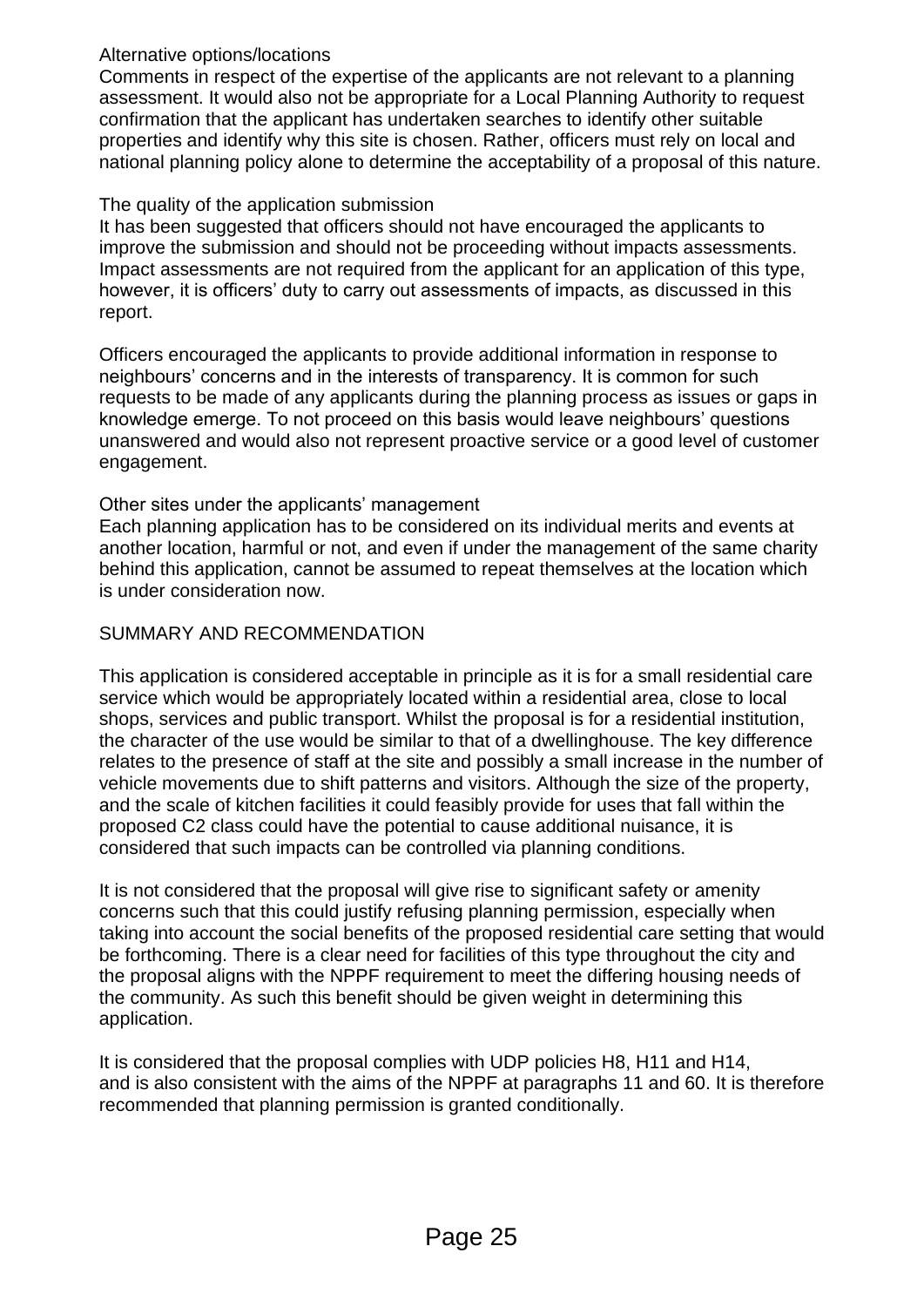Alternative options/locations

Comments in respect of the expertise of the applicants are not relevant to a planning assessment. It would also not be appropriate for a Local Planning Authority to request confirmation that the applicant has undertaken searches to identify other suitable properties and identify why this site is chosen. Rather, officers must rely on local and national planning policy alone to determine the acceptability of a proposal of this nature.

The quality of the application submission

It has been suggested that officers should not have encouraged the applicants to improve the submission and should not be proceeding without impacts assessments. Impact assessments are not required from the applicant for an application of this type, however, it is officers' duty to carry out assessments of impacts, as discussed in this report.

Officers encouraged the applicants to provide additional information in response to neighbours' concerns and in the interests of transparency. It is common for such requests to be made of any applicants during the planning process as issues or gaps in knowledge emerge. To not proceed on this basis would leave neighbours' questions unanswered and would also not represent proactive service or a good level of customer engagement.

Other sites under the applicants' management

Each planning application has to be considered on its individual merits and events at another location, harmful or not, and even if under the management of the same charity behind this application, cannot be assumed to repeat themselves at the location which is under consideration now.

## SUMMARY AND RECOMMENDATION

This application is considered acceptable in principle as it is for a small residential care service which would be appropriately located within a residential area, close to local shops, services and public transport. Whilst the proposal is for a residential institution, the character of the use would be similar to that of a dwellinghouse. The key difference relates to the presence of staff at the site and possibly a small increase in the number of vehicle movements due to shift patterns and visitors. Although the size of the property, and the scale of kitchen facilities it could feasibly provide for uses that fall within the proposed C2 class could have the potential to cause additional nuisance, it is considered that such impacts can be controlled via planning conditions.

It is not considered that the proposal will give rise to significant safety or amenity concerns such that this could justify refusing planning permission, especially when taking into account the social benefits of the proposed residential care setting that would be forthcoming. There is a clear need for facilities of this type throughout the city and the proposal aligns with the NPPF requirement to meet the differing housing needs of the community. As such this benefit should be given weight in determining this application.

It is considered that the proposal complies with UDP policies H8, H11 and H14, and is also consistent with the aims of the NPPF at paragraphs 11 and 60. It is therefore recommended that planning permission is granted conditionally.